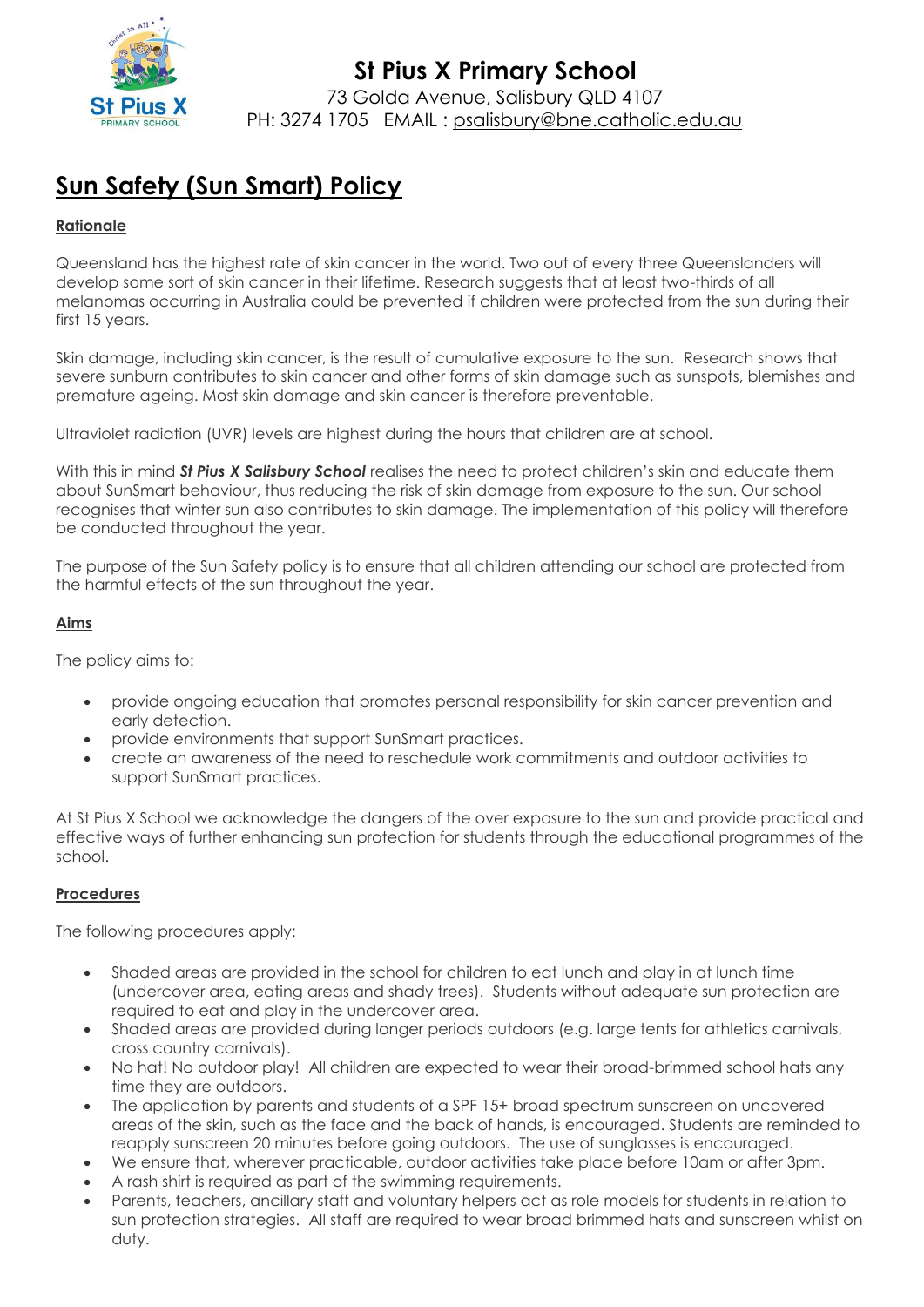# St Pius X Primary School

73 Golda Avenue, Salisbury QLD 4107
PH: 3274 1705 EMAIL : psalisbury@bne.catholic.edu.au

# Sun Safety (Sun Smart) Policy

## Rationale

Queensland has the highest rate of skin cancer in the world. Two out of every three Queenslanders will develop some sort of skin cancer in their lifetime. Research suggests that at least two-thirds of all melanomas occurring in Australia could be prevented if children were protected from the sun during their first 15 years.

Skin damage, including skin cancer, is the result of cumulative exposure to the sun. Research shows that severe sunburn contributes to skin cancer and other forms of skin damage such as sunspots, blemishes and premature ageing. Most skin damage and skin cancer is therefore preventable.

Ultraviolet radiation (UVR) levels are highest during the hours that children are at school.

With this in mind ***St Pius X Salisbury School*** realises the need to protect children's skin and educate them about SunSmart behaviour, thus reducing the risk of skin damage from exposure to the sun. Our school recognises that winter sun also contributes to skin damage. The implementation of this policy will therefore be conducted throughout the year.

The purpose of the Sun Safety policy is to ensure that all children attending our school are protected from the harmful effects of the sun throughout the year.

## Aims

The policy aims to:

- provide ongoing education that promotes personal responsibility for skin cancer prevention and early detection.
- provide environments that support SunSmart practices.
- create an awareness of the need to reschedule work commitments and outdoor activities to support SunSmart practices.

At St Pius X School we acknowledge the dangers of the over exposure to the sun and provide practical and effective ways of further enhancing sun protection for students through the educational programmes of the school.

## Procedures

The following procedures apply:

- Shaded areas are provided in the school for children to eat lunch and play in at lunch time (undercover area, eating areas and shady trees). Students without adequate sun protection are required to eat and play in the undercover area.
- Shaded areas are provided during longer periods outdoors (e.g. large tents for athletics carnivals, cross country carnivals).
- No hat! No outdoor play! All children are expected to wear their broad-brimmed school hats any time they are outdoors.
- The application by parents and students of a SPF 15+ broad spectrum sunscreen on uncovered areas of the skin, such as the face and the back of hands, is encouraged. Students are reminded to reapply sunscreen 20 minutes before going outdoors. The use of sunglasses is encouraged.
- We ensure that, wherever practicable, outdoor activities take place before 10am or after 3pm.
- A rash shirt is required as part of the swimming requirements.
- Parents, teachers, ancillary staff and voluntary helpers act as role models for students in relation to sun protection strategies. All staff are required to wear broad brimmed hats and sunscreen whilst on duty.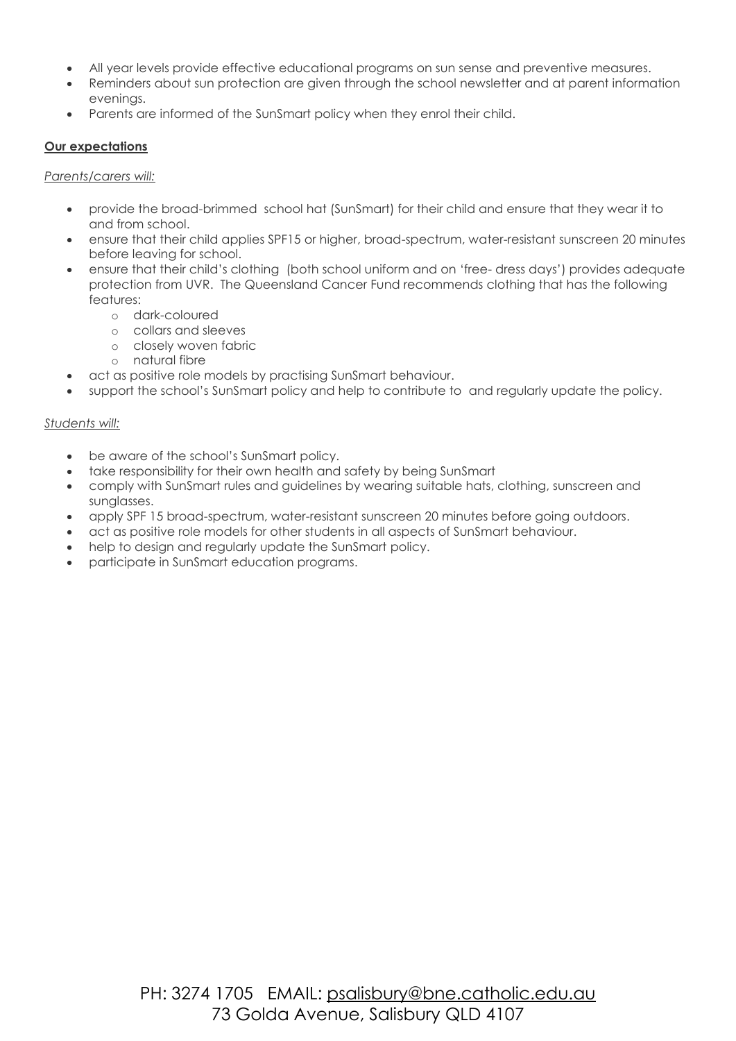- All year levels provide effective educational programs on sun sense and preventive measures.
- Reminders about sun protection are given through the school newsletter and at parent information evenings.
- Parents are informed of the SunSmart policy when they enrol their child.

**Our expectations**

*Parents/carers will:*

- provide the broad-brimmed school hat (SunSmart) for their child and ensure that they wear it to and from school.
- ensure that their child applies SPF15 or higher, broad-spectrum, water-resistant sunscreen 20 minutes before leaving for school.
- ensure that their child's clothing (both school uniform and on 'free- dress days') provides adequate protection from UVR. The Queensland Cancer Fund recommends clothing that has the following features:
  - dark-coloured
  - collars and sleeves
  - closely woven fabric
  - natural fibre
- act as positive role models by practising SunSmart behaviour.
- support the school's SunSmart policy and help to contribute to and regularly update the policy.

*Students will:*

- be aware of the school's SunSmart policy.
- take responsibility for their own health and safety by being SunSmart
- comply with SunSmart rules and guidelines by wearing suitable hats, clothing, sunscreen and sunglasses.
- apply SPF 15 broad-spectrum, water-resistant sunscreen 20 minutes before going outdoors.
- act as positive role models for other students in all aspects of SunSmart behaviour.
- help to design and regularly update the SunSmart policy.
- participate in SunSmart education programs.